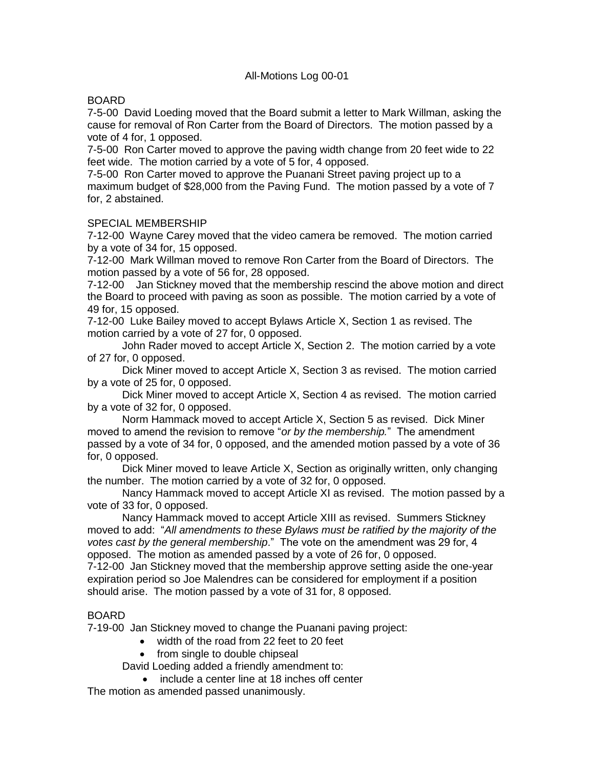All-Motions Log 00-01

BOARD

7-5-00 David Loeding moved that the Board submit a letter to Mark Willman, asking the cause for removal of Ron Carter from the Board of Directors. The motion passed by a vote of 4 for, 1 opposed.

7-5-00 Ron Carter moved to approve the paving width change from 20 feet wide to 22 feet wide. The motion carried by a vote of 5 for, 4 opposed.

7-5-00 Ron Carter moved to approve the Puanani Street paving project up to a maximum budget of $28,000 from the Paving Fund. The motion passed by a vote of 7 for, 2 abstained.

SPECIAL MEMBERSHIP

7-12-00 Wayne Carey moved that the video camera be removed. The motion carried by a vote of 34 for, 15 opposed.

7-12-00 Mark Willman moved to remove Ron Carter from the Board of Directors. The motion passed by a vote of 56 for, 28 opposed.

7-12-00 Jan Stickney moved that the membership rescind the above motion and direct the Board to proceed with paving as soon as possible. The motion carried by a vote of 49 for, 15 opposed.

7-12-00 Luke Bailey moved to accept Bylaws Article X, Section 1 as revised. The motion carried by a vote of 27 for, 0 opposed.

John Rader moved to accept Article X, Section 2. The motion carried by a vote of 27 for, 0 opposed.

Dick Miner moved to accept Article X, Section 3 as revised. The motion carried by a vote of 25 for, 0 opposed.

Dick Miner moved to accept Article X, Section 4 as revised. The motion carried by a vote of 32 for, 0 opposed.

Norm Hammack moved to accept Article X, Section 5 as revised. Dick Miner moved to amend the revision to remove "*or by the membership.*" The amendment passed by a vote of 34 for, 0 opposed, and the amended motion passed by a vote of 36 for, 0 opposed.

Dick Miner moved to leave Article X, Section as originally written, only changing the number. The motion carried by a vote of 32 for, 0 opposed.

Nancy Hammack moved to accept Article XI as revised. The motion passed by a vote of 33 for, 0 opposed.

Nancy Hammack moved to accept Article XIII as revised. Summers Stickney moved to add: "*All amendments to these Bylaws must be ratified by the majority of the votes cast by the general membership*." The vote on the amendment was 29 for, 4 opposed. The motion as amended passed by a vote of 26 for, 0 opposed.

7-12-00 Jan Stickney moved that the membership approve setting aside the one-year expiration period so Joe Malendres can be considered for employment if a position should arise. The motion passed by a vote of 31 for, 8 opposed.

BOARD

7-19-00 Jan Stickney moved to change the Puanani paving project:

- width of the road from 22 feet to 20 feet
- from single to double chipseal

David Loeding added a friendly amendment to:

- include a center line at 18 inches off center

The motion as amended passed unanimously.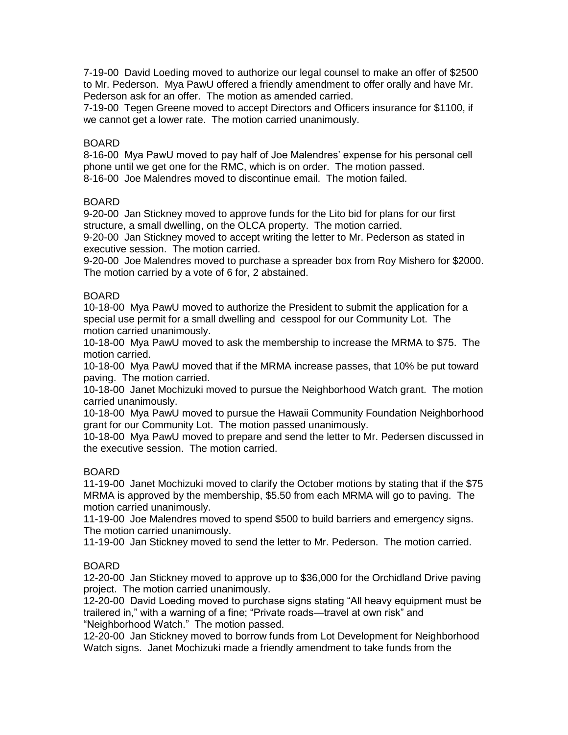7-19-00 David Loeding moved to authorize our legal counsel to make an offer of $2500 to Mr. Pederson. Mya PawU offered a friendly amendment to offer orally and have Mr. Pederson ask for an offer. The motion as amended carried.
7-19-00 Tegen Greene moved to accept Directors and Officers insurance for $1100, if we cannot get a lower rate. The motion carried unanimously.

BOARD
8-16-00 Mya PawU moved to pay half of Joe Malendres' expense for his personal cell phone until we get one for the RMC, which is on order. The motion passed.
8-16-00 Joe Malendres moved to discontinue email. The motion failed.

BOARD
9-20-00 Jan Stickney moved to approve funds for the Lito bid for plans for our first structure, a small dwelling, on the OLCA property. The motion carried.
9-20-00 Jan Stickney moved to accept writing the letter to Mr. Pederson as stated in executive session. The motion carried.
9-20-00 Joe Malendres moved to purchase a spreader box from Roy Mishero for $2000. The motion carried by a vote of 6 for, 2 abstained.

BOARD
10-18-00 Mya PawU moved to authorize the President to submit the application for a special use permit for a small dwelling and cesspool for our Community Lot. The motion carried unanimously.
10-18-00 Mya PawU moved to ask the membership to increase the MRMA to $75. The motion carried.
10-18-00 Mya PawU moved that if the MRMA increase passes, that 10% be put toward paving. The motion carried.
10-18-00 Janet Mochizuki moved to pursue the Neighborhood Watch grant. The motion carried unanimously.
10-18-00 Mya PawU moved to pursue the Hawaii Community Foundation Neighborhood grant for our Community Lot. The motion passed unanimously.
10-18-00 Mya PawU moved to prepare and send the letter to Mr. Pedersen discussed in the executive session. The motion carried.

BOARD
11-19-00 Janet Mochizuki moved to clarify the October motions by stating that if the $75 MRMA is approved by the membership, $5.50 from each MRMA will go to paving. The motion carried unanimously.
11-19-00 Joe Malendres moved to spend $500 to build barriers and emergency signs. The motion carried unanimously.
11-19-00 Jan Stickney moved to send the letter to Mr. Pederson. The motion carried.

BOARD
12-20-00 Jan Stickney moved to approve up to $36,000 for the Orchidland Drive paving project. The motion carried unanimously.
12-20-00 David Loeding moved to purchase signs stating "All heavy equipment must be trailered in," with a warning of a fine; "Private roads—travel at own risk" and "Neighborhood Watch." The motion passed.
12-20-00 Jan Stickney moved to borrow funds from Lot Development for Neighborhood Watch signs. Janet Mochizuki made a friendly amendment to take funds from the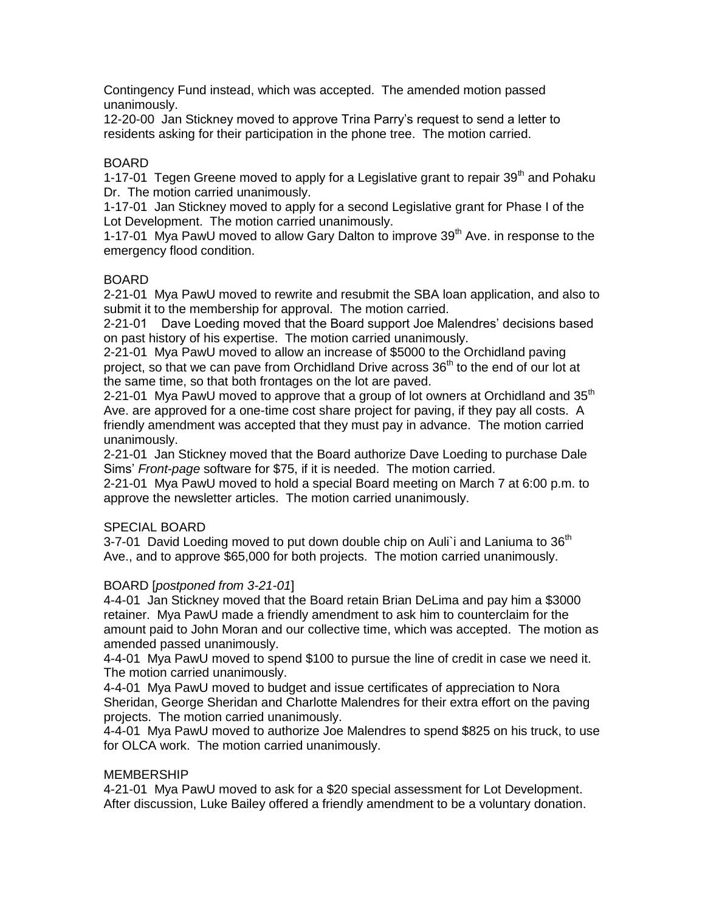Contingency Fund instead, which was accepted. The amended motion passed unanimously.

12-20-00 Jan Stickney moved to approve Trina Parry's request to send a letter to residents asking for their participation in the phone tree. The motion carried.

BOARD

1-17-01 Tegen Greene moved to apply for a Legislative grant to repair 39th and Pohaku Dr. The motion carried unanimously.

1-17-01 Jan Stickney moved to apply for a second Legislative grant for Phase I of the Lot Development. The motion carried unanimously.

1-17-01 Mya PawU moved to allow Gary Dalton to improve 39th Ave. in response to the emergency flood condition.

BOARD

2-21-01 Mya PawU moved to rewrite and resubmit the SBA loan application, and also to submit it to the membership for approval. The motion carried.

2-21-01 Dave Loeding moved that the Board support Joe Malendres' decisions based on past history of his expertise. The motion carried unanimously.

2-21-01 Mya PawU moved to allow an increase of $5000 to the Orchidland paving project, so that we can pave from Orchidland Drive across 36th to the end of our lot at the same time, so that both frontages on the lot are paved.

2-21-01 Mya PawU moved to approve that a group of lot owners at Orchidland and 35th Ave. are approved for a one-time cost share project for paving, if they pay all costs. A friendly amendment was accepted that they must pay in advance. The motion carried unanimously.

2-21-01 Jan Stickney moved that the Board authorize Dave Loeding to purchase Dale Sims' *Front-page* software for $75, if it is needed. The motion carried.

2-21-01 Mya PawU moved to hold a special Board meeting on March 7 at 6:00 p.m. to approve the newsletter articles. The motion carried unanimously.

SPECIAL BOARD

3-7-01 David Loeding moved to put down double chip on Auli`i and Laniuma to 36th Ave., and to approve $65,000 for both projects. The motion carried unanimously.

BOARD [*postponed from 3-21-01*]

4-4-01 Jan Stickney moved that the Board retain Brian DeLima and pay him a $3000 retainer. Mya PawU made a friendly amendment to ask him to counterclaim for the amount paid to John Moran and our collective time, which was accepted. The motion as amended passed unanimously.

4-4-01 Mya PawU moved to spend $100 to pursue the line of credit in case we need it. The motion carried unanimously.

4-4-01 Mya PawU moved to budget and issue certificates of appreciation to Nora Sheridan, George Sheridan and Charlotte Malendres for their extra effort on the paving projects. The motion carried unanimously.

4-4-01 Mya PawU moved to authorize Joe Malendres to spend $825 on his truck, to use for OLCA work. The motion carried unanimously.

MEMBERSHIP

4-21-01 Mya PawU moved to ask for a $20 special assessment for Lot Development. After discussion, Luke Bailey offered a friendly amendment to be a voluntary donation.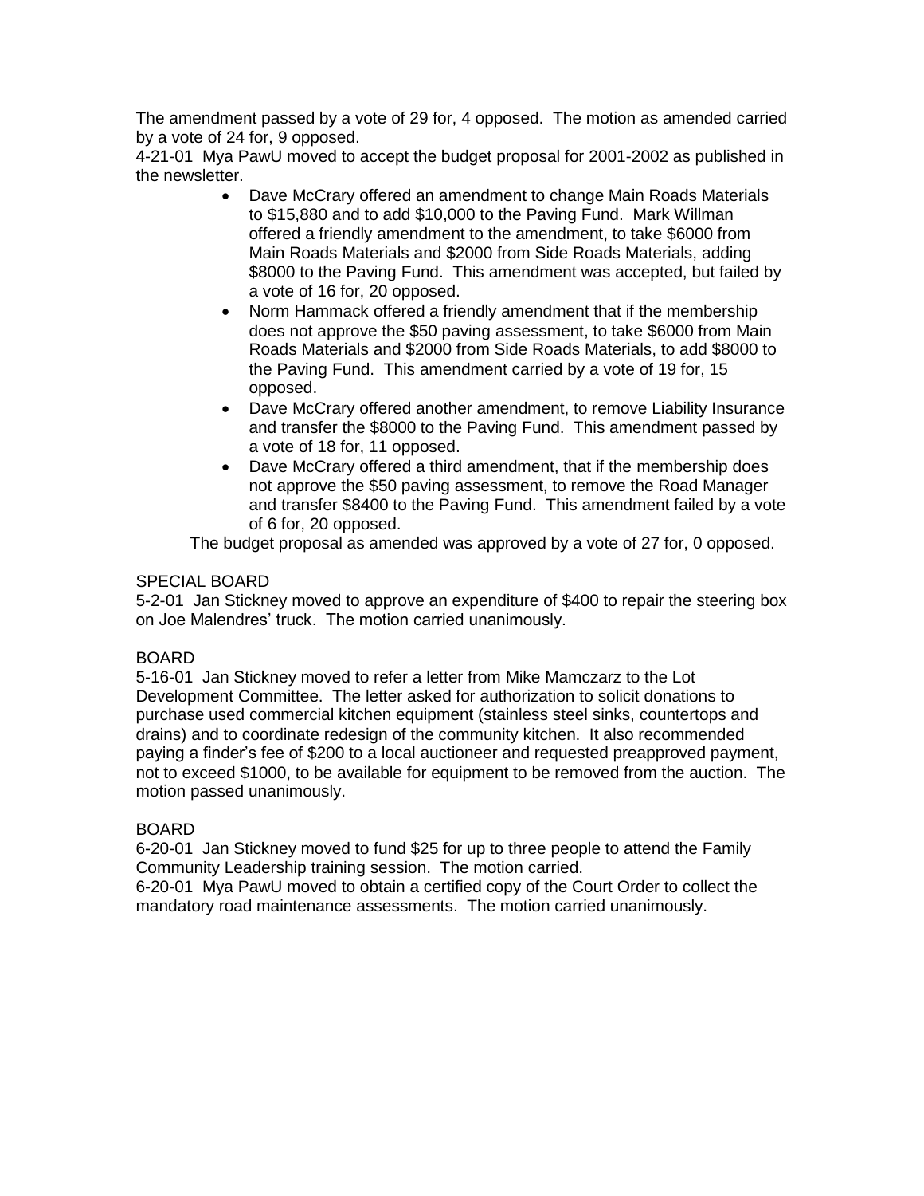The amendment passed by a vote of 29 for, 4 opposed. The motion as amended carried by a vote of 24 for, 9 opposed.

4-21-01 Mya PawU moved to accept the budget proposal for 2001-2002 as published in the newsletter.

- Dave McCrary offered an amendment to change Main Roads Materials to $15,880 and to add $10,000 to the Paving Fund. Mark Willman offered a friendly amendment to the amendment, to take $6000 from Main Roads Materials and $2000 from Side Roads Materials, adding $8000 to the Paving Fund. This amendment was accepted, but failed by a vote of 16 for, 20 opposed.
- Norm Hammack offered a friendly amendment that if the membership does not approve the $50 paving assessment, to take $6000 from Main Roads Materials and $2000 from Side Roads Materials, to add $8000 to the Paving Fund. This amendment carried by a vote of 19 for, 15 opposed.
- Dave McCrary offered another amendment, to remove Liability Insurance and transfer the $8000 to the Paving Fund. This amendment passed by a vote of 18 for, 11 opposed.
- Dave McCrary offered a third amendment, that if the membership does not approve the $50 paving assessment, to remove the Road Manager and transfer $8400 to the Paving Fund. This amendment failed by a vote of 6 for, 20 opposed.

The budget proposal as amended was approved by a vote of 27 for, 0 opposed.

SPECIAL BOARD

5-2-01 Jan Stickney moved to approve an expenditure of $400 to repair the steering box on Joe Malendres' truck. The motion carried unanimously.

BOARD

5-16-01 Jan Stickney moved to refer a letter from Mike Mamczarz to the Lot Development Committee. The letter asked for authorization to solicit donations to purchase used commercial kitchen equipment (stainless steel sinks, countertops and drains) and to coordinate redesign of the community kitchen. It also recommended paying a finder's fee of $200 to a local auctioneer and requested preapproved payment, not to exceed $1000, to be available for equipment to be removed from the auction. The motion passed unanimously.

BOARD

6-20-01 Jan Stickney moved to fund $25 for up to three people to attend the Family Community Leadership training session. The motion carried.

6-20-01 Mya PawU moved to obtain a certified copy of the Court Order to collect the mandatory road maintenance assessments. The motion carried unanimously.